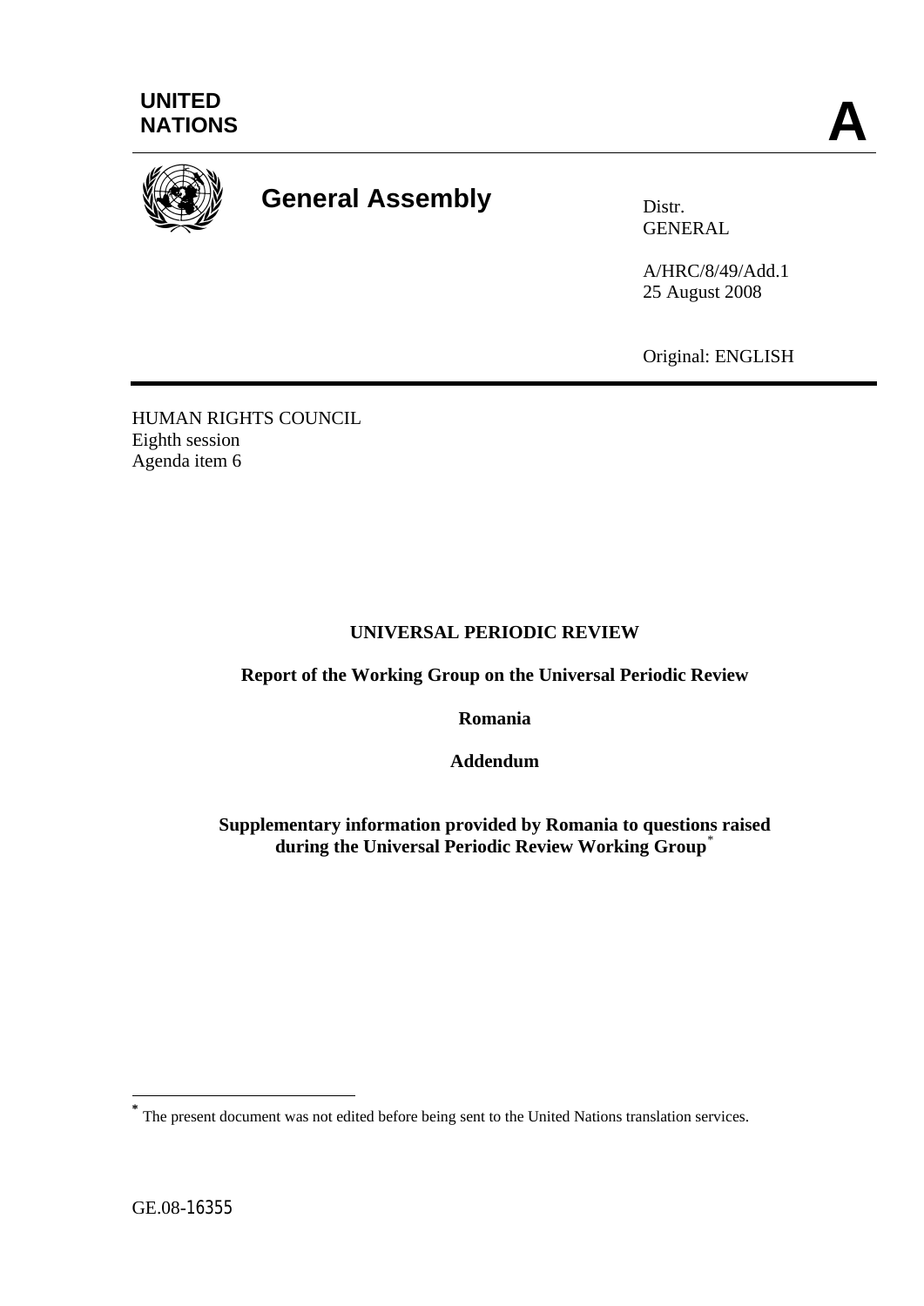UNITED NATIONS

**A**

# General Assembly

Distr.
GENERAL

A/HRC/8/49/Add.1
25 August 2008

Original: ENGLISH

HUMAN RIGHTS COUNCIL
Eighth session
Agenda item 6

**UNIVERSAL PERIODIC REVIEW**

**Report of the Working Group on the Universal Periodic Review**

**Romania**

**Addendum**

**Supplementary information provided by Romania to questions raised during the Universal Periodic Review Working Group**[*]

---

[*] The present document was not edited before being sent to the United Nations translation services.

GE.08-16355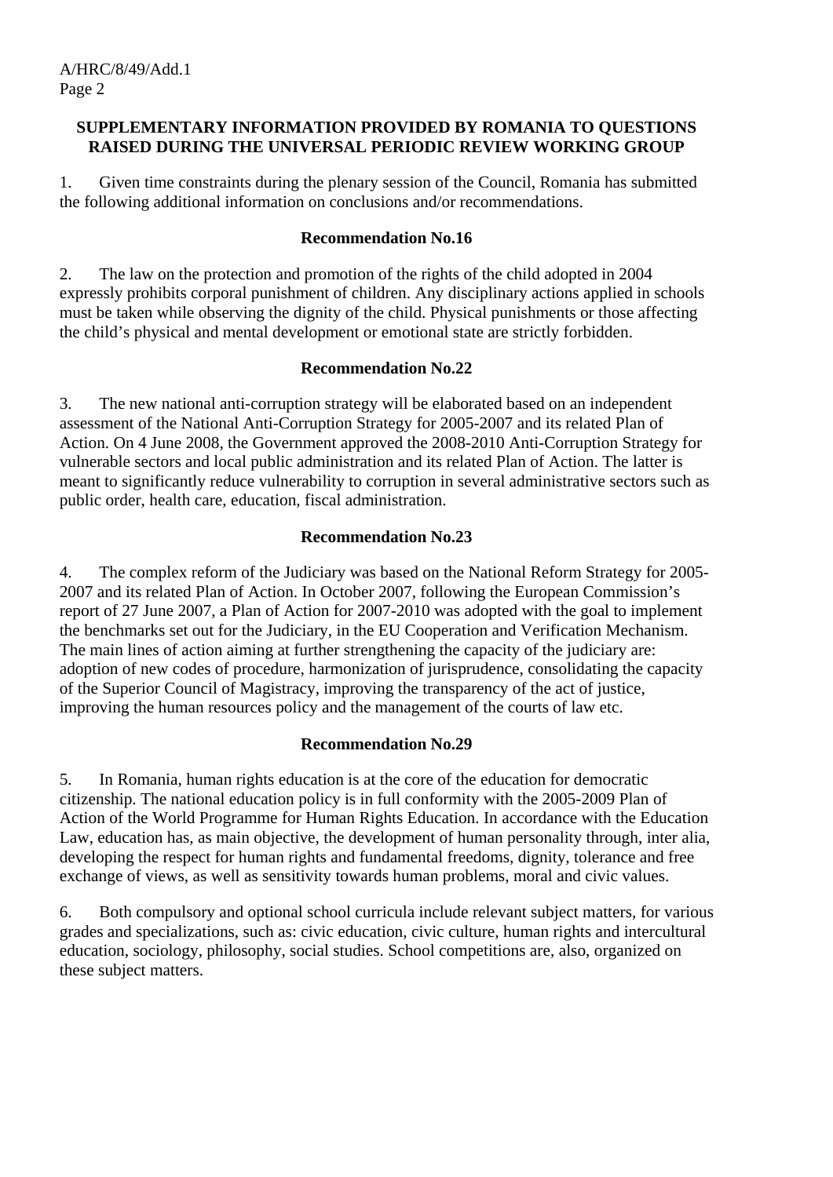## SUPPLEMENTARY INFORMATION PROVIDED BY ROMANIA TO QUESTIONS RAISED DURING THE UNIVERSAL PERIODIC REVIEW WORKING GROUP

1. Given time constraints during the plenary session of the Council, Romania has submitted the following additional information on conclusions and/or recommendations.

### Recommendation No.16

2. The law on the protection and promotion of the rights of the child adopted in 2004 expressly prohibits corporal punishment of children. Any disciplinary actions applied in schools must be taken while observing the dignity of the child. Physical punishments or those affecting the child's physical and mental development or emotional state are strictly forbidden.

### Recommendation No.22

3. The new national anti-corruption strategy will be elaborated based on an independent assessment of the National Anti-Corruption Strategy for 2005-2007 and its related Plan of Action. On 4 June 2008, the Government approved the 2008-2010 Anti-Corruption Strategy for vulnerable sectors and local public administration and its related Plan of Action. The latter is meant to significantly reduce vulnerability to corruption in several administrative sectors such as public order, health care, education, fiscal administration.

### Recommendation No.23

4. The complex reform of the Judiciary was based on the National Reform Strategy for 2005-2007 and its related Plan of Action. In October 2007, following the European Commission's report of 27 June 2007, a Plan of Action for 2007-2010 was adopted with the goal to implement the benchmarks set out for the Judiciary, in the EU Cooperation and Verification Mechanism. The main lines of action aiming at further strengthening the capacity of the judiciary are: adoption of new codes of procedure, harmonization of jurisprudence, consolidating the capacity of the Superior Council of Magistracy, improving the transparency of the act of justice, improving the human resources policy and the management of the courts of law etc.

### Recommendation No.29

5. In Romania, human rights education is at the core of the education for democratic citizenship. The national education policy is in full conformity with the 2005-2009 Plan of Action of the World Programme for Human Rights Education. In accordance with the Education Law, education has, as main objective, the development of human personality through, inter alia, developing the respect for human rights and fundamental freedoms, dignity, tolerance and free exchange of views, as well as sensitivity towards human problems, moral and civic values.

6. Both compulsory and optional school curricula include relevant subject matters, for various grades and specializations, such as: civic education, civic culture, human rights and intercultural education, sociology, philosophy, social studies. School competitions are, also, organized on these subject matters.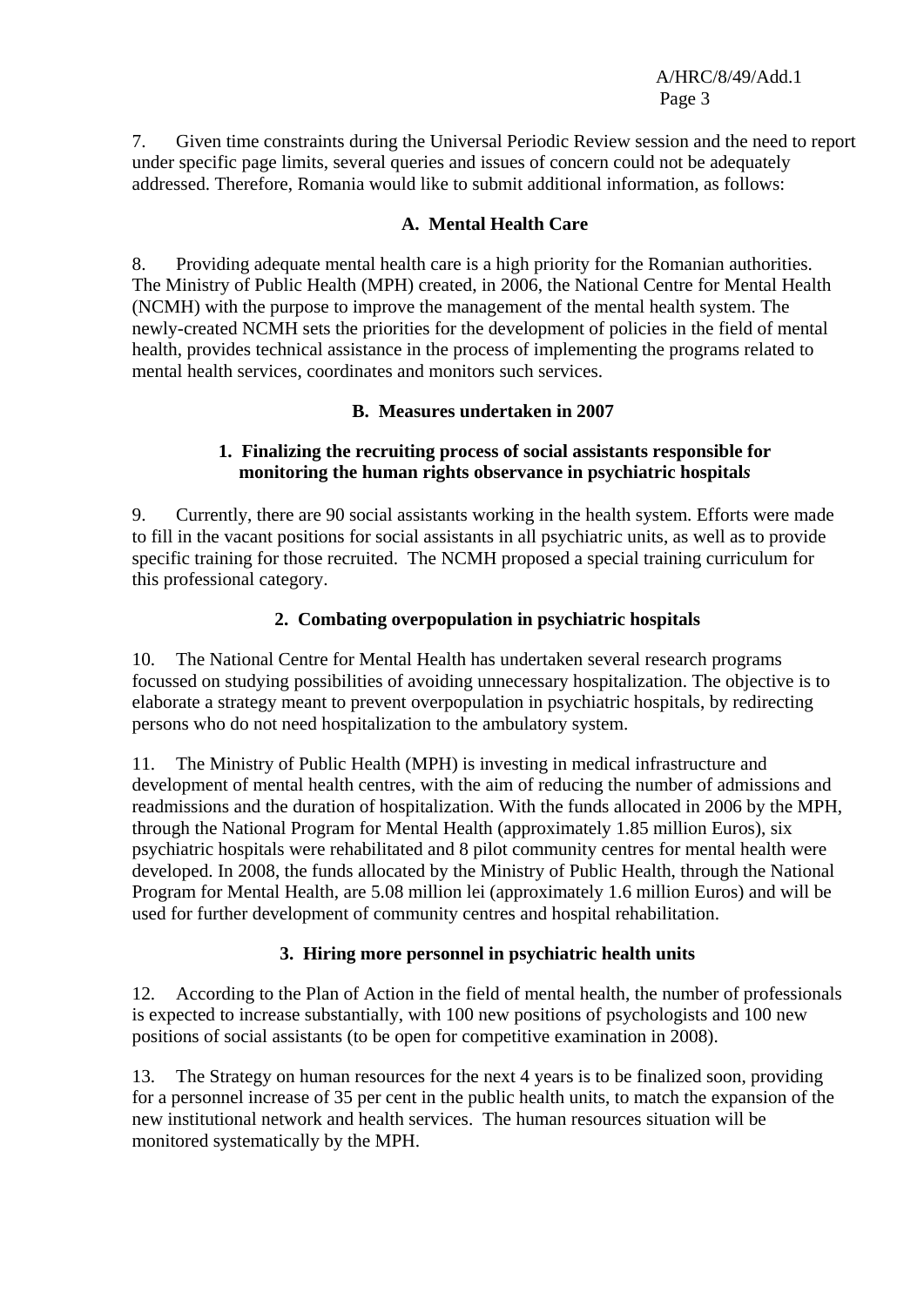7. Given time constraints during the Universal Periodic Review session and the need to report under specific page limits, several queries and issues of concern could not be adequately addressed. Therefore, Romania would like to submit additional information, as follows:

## A. Mental Health Care

8. Providing adequate mental health care is a high priority for the Romanian authorities. The Ministry of Public Health (MPH) created, in 2006, the National Centre for Mental Health (NCMH) with the purpose to improve the management of the mental health system. The newly-created NCMH sets the priorities for the development of policies in the field of mental health, provides technical assistance in the process of implementing the programs related to mental health services, coordinates and monitors such services.

## B. Measures undertaken in 2007

### 1. Finalizing the recruiting process of social assistants responsible for monitoring the human rights observance in psychiatric hospitals

9. Currently, there are 90 social assistants working in the health system. Efforts were made to fill in the vacant positions for social assistants in all psychiatric units, as well as to provide specific training for those recruited. The NCMH proposed a special training curriculum for this professional category.

### 2. Combating overpopulation in psychiatric hospitals

10. The National Centre for Mental Health has undertaken several research programs focussed on studying possibilities of avoiding unnecessary hospitalization. The objective is to elaborate a strategy meant to prevent overpopulation in psychiatric hospitals, by redirecting persons who do not need hospitalization to the ambulatory system.

11. The Ministry of Public Health (MPH) is investing in medical infrastructure and development of mental health centres, with the aim of reducing the number of admissions and readmissions and the duration of hospitalization. With the funds allocated in 2006 by the MPH, through the National Program for Mental Health (approximately 1.85 million Euros), six psychiatric hospitals were rehabilitated and 8 pilot community centres for mental health were developed. In 2008, the funds allocated by the Ministry of Public Health, through the National Program for Mental Health, are 5.08 million lei (approximately 1.6 million Euros) and will be used for further development of community centres and hospital rehabilitation.

### 3. Hiring more personnel in psychiatric health units

12. According to the Plan of Action in the field of mental health, the number of professionals is expected to increase substantially, with 100 new positions of psychologists and 100 new positions of social assistants (to be open for competitive examination in 2008).

13. The Strategy on human resources for the next 4 years is to be finalized soon, providing for a personnel increase of 35 per cent in the public health units, to match the expansion of the new institutional network and health services. The human resources situation will be monitored systematically by the MPH.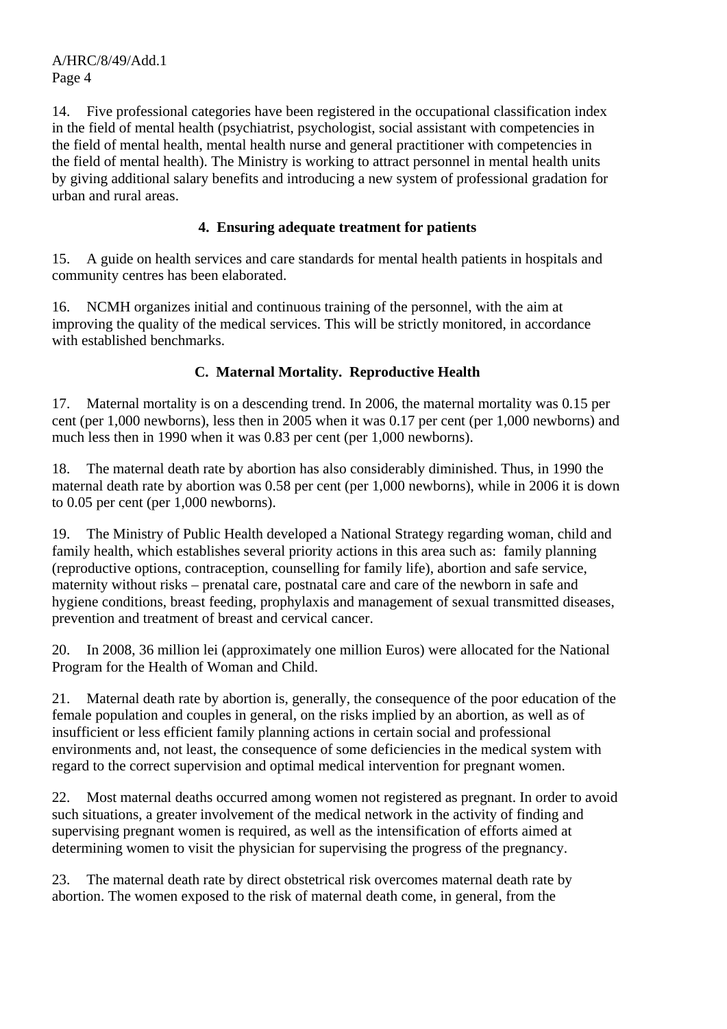14. Five professional categories have been registered in the occupational classification index in the field of mental health (psychiatrist, psychologist, social assistant with competencies in the field of mental health, mental health nurse and general practitioner with competencies in the field of mental health). The Ministry is working to attract personnel in mental health units by giving additional salary benefits and introducing a new system of professional gradation for urban and rural areas.

### 4. Ensuring adequate treatment for patients

15. A guide on health services and care standards for mental health patients in hospitals and community centres has been elaborated.

16. NCMH organizes initial and continuous training of the personnel, with the aim at improving the quality of the medical services. This will be strictly monitored, in accordance with established benchmarks.

## C. Maternal Mortality. Reproductive Health

17. Maternal mortality is on a descending trend. In 2006, the maternal mortality was 0.15 per cent (per 1,000 newborns), less then in 2005 when it was 0.17 per cent (per 1,000 newborns) and much less then in 1990 when it was 0.83 per cent (per 1,000 newborns).

18. The maternal death rate by abortion has also considerably diminished. Thus, in 1990 the maternal death rate by abortion was 0.58 per cent (per 1,000 newborns), while in 2006 it is down to 0.05 per cent (per 1,000 newborns).

19. The Ministry of Public Health developed a National Strategy regarding woman, child and family health, which establishes several priority actions in this area such as: family planning (reproductive options, contraception, counselling for family life), abortion and safe service, maternity without risks – prenatal care, postnatal care and care of the newborn in safe and hygiene conditions, breast feeding, prophylaxis and management of sexual transmitted diseases, prevention and treatment of breast and cervical cancer.

20. In 2008, 36 million lei (approximately one million Euros) were allocated for the National Program for the Health of Woman and Child.

21. Maternal death rate by abortion is, generally, the consequence of the poor education of the female population and couples in general, on the risks implied by an abortion, as well as of insufficient or less efficient family planning actions in certain social and professional environments and, not least, the consequence of some deficiencies in the medical system with regard to the correct supervision and optimal medical intervention for pregnant women.

22. Most maternal deaths occurred among women not registered as pregnant. In order to avoid such situations, a greater involvement of the medical network in the activity of finding and supervising pregnant women is required, as well as the intensification of efforts aimed at determining women to visit the physician for supervising the progress of the pregnancy.

23. The maternal death rate by direct obstetrical risk overcomes maternal death rate by abortion. The women exposed to the risk of maternal death come, in general, from the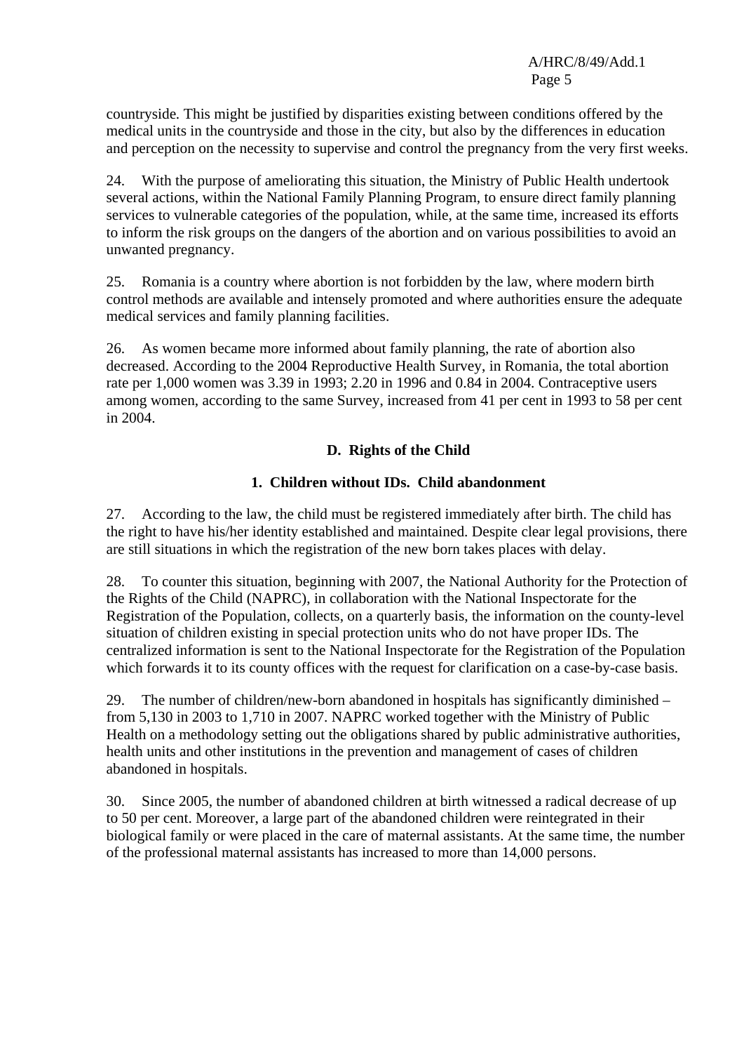countryside. This might be justified by disparities existing between conditions offered by the medical units in the countryside and those in the city, but also by the differences in education and perception on the necessity to supervise and control the pregnancy from the very first weeks.

24. With the purpose of ameliorating this situation, the Ministry of Public Health undertook several actions, within the National Family Planning Program, to ensure direct family planning services to vulnerable categories of the population, while, at the same time, increased its efforts to inform the risk groups on the dangers of the abortion and on various possibilities to avoid an unwanted pregnancy.

25. Romania is a country where abortion is not forbidden by the law, where modern birth control methods are available and intensely promoted and where authorities ensure the adequate medical services and family planning facilities.

26. As women became more informed about family planning, the rate of abortion also decreased. According to the 2004 Reproductive Health Survey, in Romania, the total abortion rate per 1,000 women was 3.39 in 1993; 2.20 in 1996 and 0.84 in 2004. Contraceptive users among women, according to the same Survey, increased from 41 per cent in 1993 to 58 per cent in 2004.

## D. Rights of the Child

### 1. Children without IDs. Child abandonment

27. According to the law, the child must be registered immediately after birth. The child has the right to have his/her identity established and maintained. Despite clear legal provisions, there are still situations in which the registration of the new born takes places with delay.

28. To counter this situation, beginning with 2007, the National Authority for the Protection of the Rights of the Child (NAPRC), in collaboration with the National Inspectorate for the Registration of the Population, collects, on a quarterly basis, the information on the county-level situation of children existing in special protection units who do not have proper IDs. The centralized information is sent to the National Inspectorate for the Registration of the Population which forwards it to its county offices with the request for clarification on a case-by-case basis.

29. The number of children/new-born abandoned in hospitals has significantly diminished – from 5,130 in 2003 to 1,710 in 2007. NAPRC worked together with the Ministry of Public Health on a methodology setting out the obligations shared by public administrative authorities, health units and other institutions in the prevention and management of cases of children abandoned in hospitals.

30. Since 2005, the number of abandoned children at birth witnessed a radical decrease of up to 50 per cent. Moreover, a large part of the abandoned children were reintegrated in their biological family or were placed in the care of maternal assistants. At the same time, the number of the professional maternal assistants has increased to more than 14,000 persons.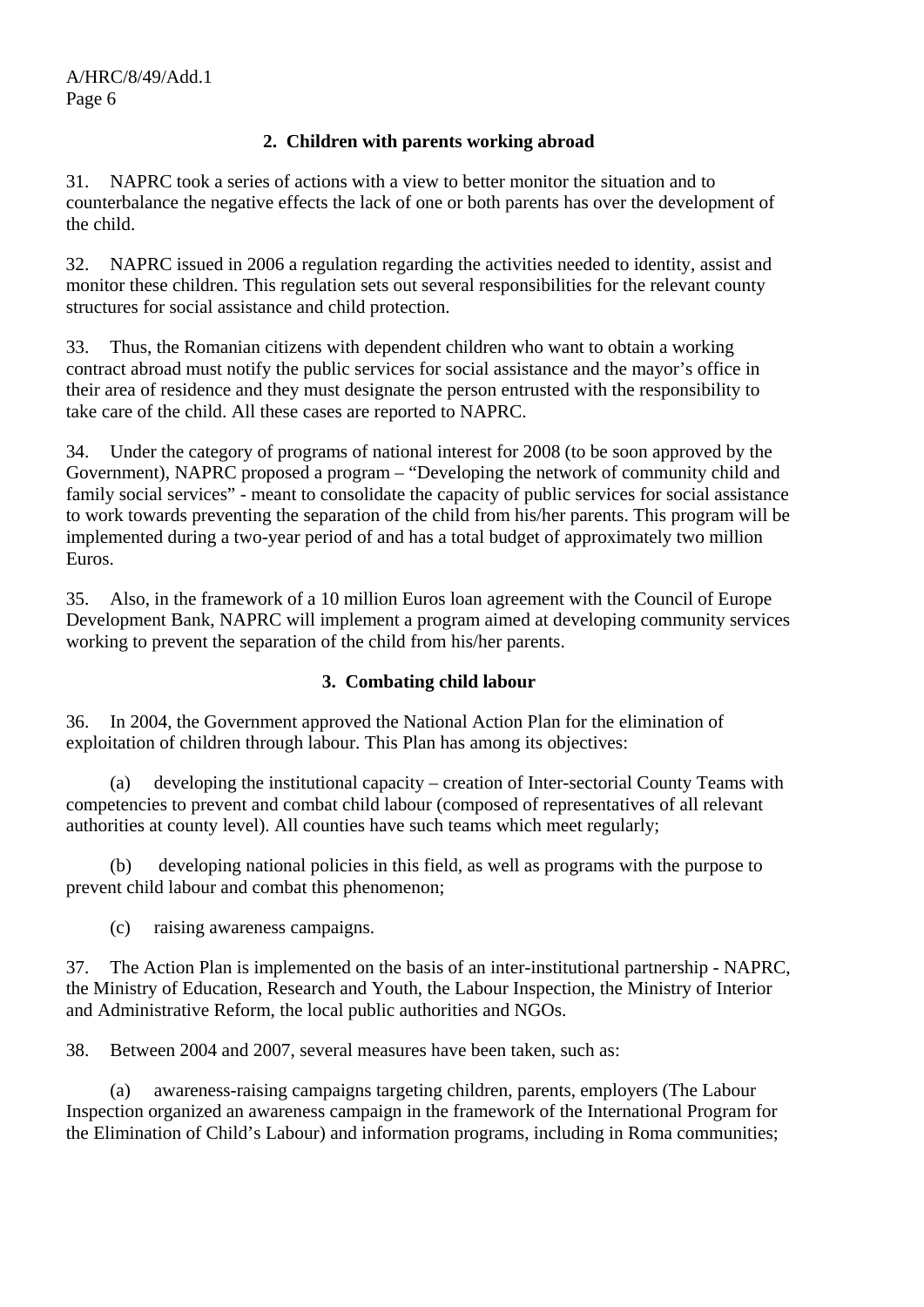### 2. Children with parents working abroad

31. NAPRC took a series of actions with a view to better monitor the situation and to counterbalance the negative effects the lack of one or both parents has over the development of the child.

32. NAPRC issued in 2006 a regulation regarding the activities needed to identity, assist and monitor these children. This regulation sets out several responsibilities for the relevant county structures for social assistance and child protection.

33. Thus, the Romanian citizens with dependent children who want to obtain a working contract abroad must notify the public services for social assistance and the mayor's office in their area of residence and they must designate the person entrusted with the responsibility to take care of the child. All these cases are reported to NAPRC.

34. Under the category of programs of national interest for 2008 (to be soon approved by the Government), NAPRC proposed a program – "Developing the network of community child and family social services" - meant to consolidate the capacity of public services for social assistance to work towards preventing the separation of the child from his/her parents. This program will be implemented during a two-year period of and has a total budget of approximately two million Euros.

35. Also, in the framework of a 10 million Euros loan agreement with the Council of Europe Development Bank, NAPRC will implement a program aimed at developing community services working to prevent the separation of the child from his/her parents.

### 3. Combating child labour

36. In 2004, the Government approved the National Action Plan for the elimination of exploitation of children through labour. This Plan has among its objectives:

(a) developing the institutional capacity – creation of Inter-sectorial County Teams with competencies to prevent and combat child labour (composed of representatives of all relevant authorities at county level). All counties have such teams which meet regularly;

(b) developing national policies in this field, as well as programs with the purpose to prevent child labour and combat this phenomenon;

(c) raising awareness campaigns.

37. The Action Plan is implemented on the basis of an inter-institutional partnership - NAPRC, the Ministry of Education, Research and Youth, the Labour Inspection, the Ministry of Interior and Administrative Reform, the local public authorities and NGOs.

38. Between 2004 and 2007, several measures have been taken, such as:

(a) awareness-raising campaigns targeting children, parents, employers (The Labour Inspection organized an awareness campaign in the framework of the International Program for the Elimination of Child's Labour) and information programs, including in Roma communities;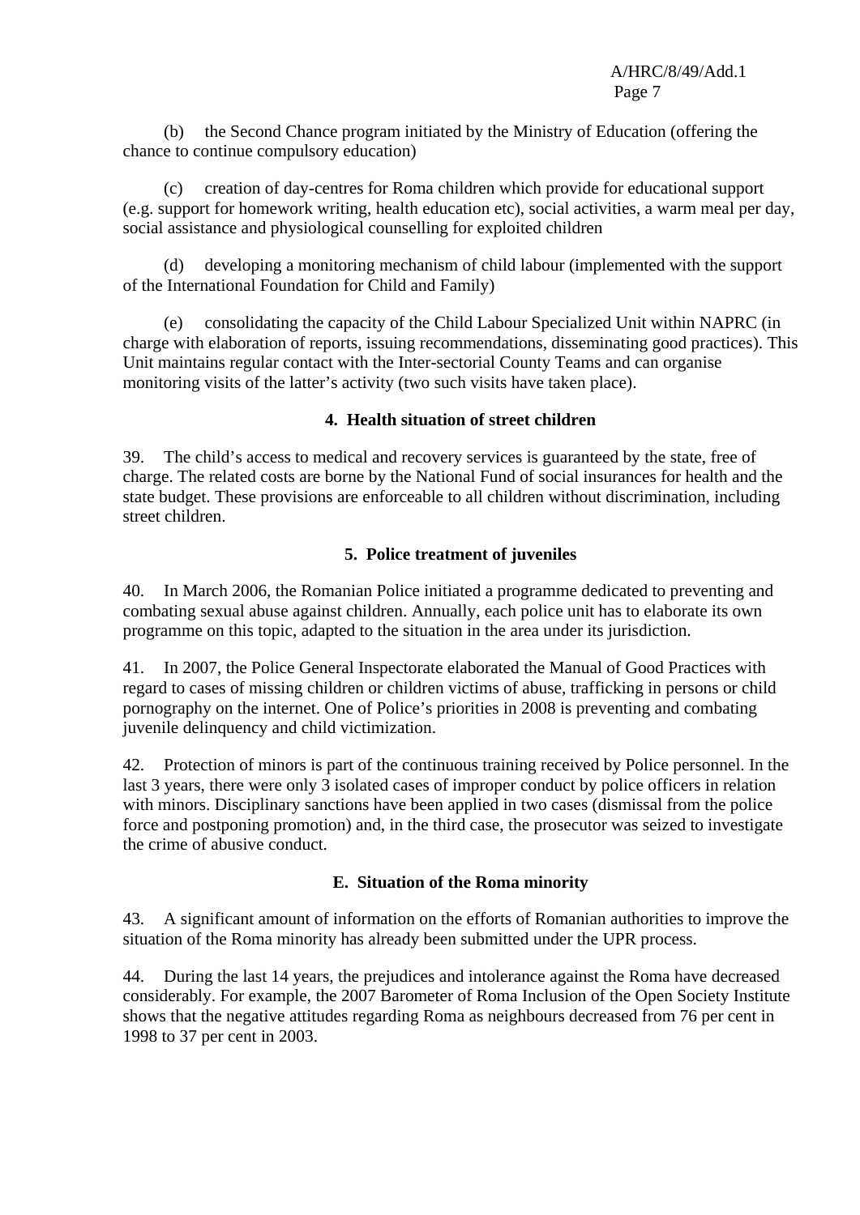(b) the Second Chance program initiated by the Ministry of Education (offering the chance to continue compulsory education)

(c) creation of day-centres for Roma children which provide for educational support (e.g. support for homework writing, health education etc), social activities, a warm meal per day, social assistance and physiological counselling for exploited children

(d) developing a monitoring mechanism of child labour (implemented with the support of the International Foundation for Child and Family)

(e) consolidating the capacity of the Child Labour Specialized Unit within NAPRC (in charge with elaboration of reports, issuing recommendations, disseminating good practices). This Unit maintains regular contact with the Inter-sectorial County Teams and can organise monitoring visits of the latter's activity (two such visits have taken place).

### 4. Health situation of street children

39. The child's access to medical and recovery services is guaranteed by the state, free of charge. The related costs are borne by the National Fund of social insurances for health and the state budget. These provisions are enforceable to all children without discrimination, including street children.

### 5. Police treatment of juveniles

40. In March 2006, the Romanian Police initiated a programme dedicated to preventing and combating sexual abuse against children. Annually, each police unit has to elaborate its own programme on this topic, adapted to the situation in the area under its jurisdiction.

41. In 2007, the Police General Inspectorate elaborated the Manual of Good Practices with regard to cases of missing children or children victims of abuse, trafficking in persons or child pornography on the internet. One of Police's priorities in 2008 is preventing and combating juvenile delinquency and child victimization.

42. Protection of minors is part of the continuous training received by Police personnel. In the last 3 years, there were only 3 isolated cases of improper conduct by police officers in relation with minors. Disciplinary sanctions have been applied in two cases (dismissal from the police force and postponing promotion) and, in the third case, the prosecutor was seized to investigate the crime of abusive conduct.

## E. Situation of the Roma minority

43. A significant amount of information on the efforts of Romanian authorities to improve the situation of the Roma minority has already been submitted under the UPR process.

44. During the last 14 years, the prejudices and intolerance against the Roma have decreased considerably. For example, the 2007 Barometer of Roma Inclusion of the Open Society Institute shows that the negative attitudes regarding Roma as neighbours decreased from 76 per cent in 1998 to 37 per cent in 2003.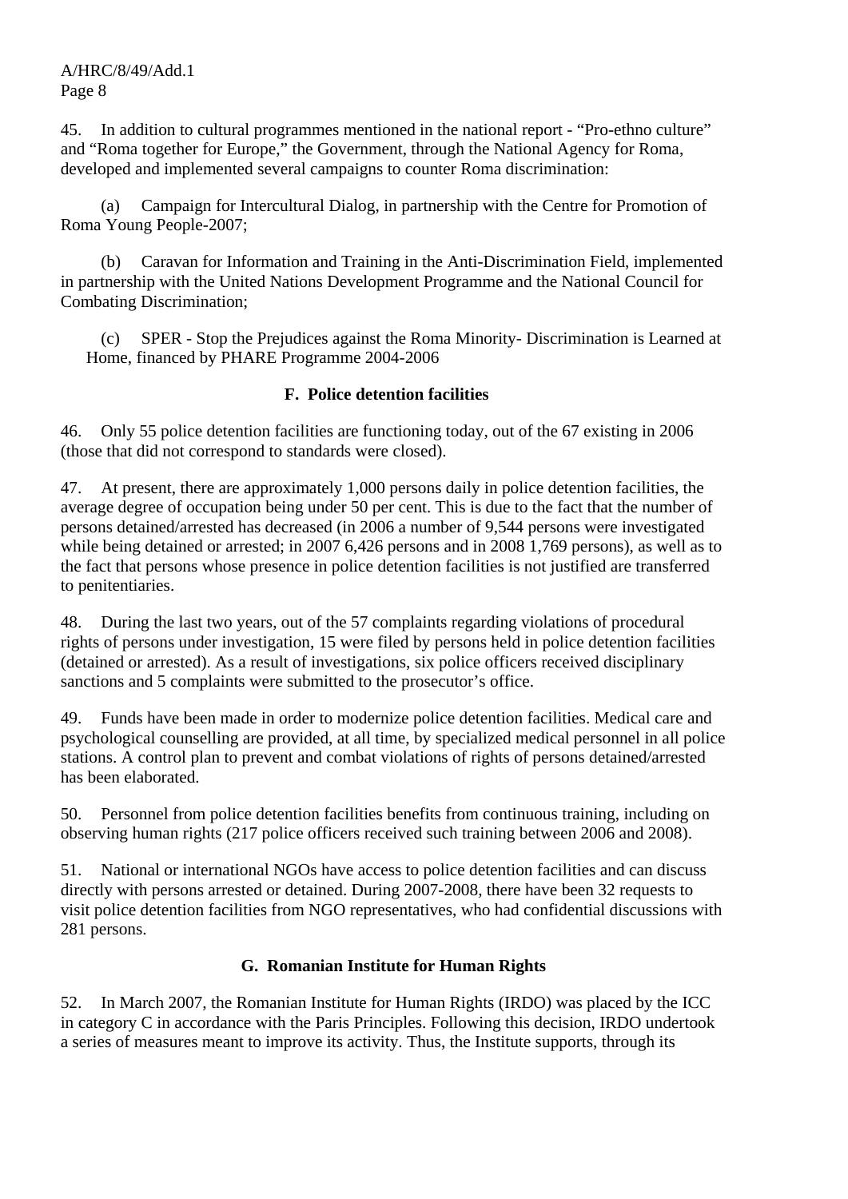45. In addition to cultural programmes mentioned in the national report - "Pro-ethno culture" and "Roma together for Europe," the Government, through the National Agency for Roma, developed and implemented several campaigns to counter Roma discrimination:

(a) Campaign for Intercultural Dialog, in partnership with the Centre for Promotion of Roma Young People-2007;

(b) Caravan for Information and Training in the Anti-Discrimination Field, implemented in partnership with the United Nations Development Programme and the National Council for Combating Discrimination;

(c) SPER - Stop the Prejudices against the Roma Minority- Discrimination is Learned at Home, financed by PHARE Programme 2004-2006

### F. Police detention facilities

46. Only 55 police detention facilities are functioning today, out of the 67 existing in 2006 (those that did not correspond to standards were closed).

47. At present, there are approximately 1,000 persons daily in police detention facilities, the average degree of occupation being under 50 per cent. This is due to the fact that the number of persons detained/arrested has decreased (in 2006 a number of 9,544 persons were investigated while being detained or arrested; in 2007 6,426 persons and in 2008 1,769 persons), as well as to the fact that persons whose presence in police detention facilities is not justified are transferred to penitentiaries.

48. During the last two years, out of the 57 complaints regarding violations of procedural rights of persons under investigation, 15 were filed by persons held in police detention facilities (detained or arrested). As a result of investigations, six police officers received disciplinary sanctions and 5 complaints were submitted to the prosecutor's office.

49. Funds have been made in order to modernize police detention facilities. Medical care and psychological counselling are provided, at all time, by specialized medical personnel in all police stations. A control plan to prevent and combat violations of rights of persons detained/arrested has been elaborated.

50. Personnel from police detention facilities benefits from continuous training, including on observing human rights (217 police officers received such training between 2006 and 2008).

51. National or international NGOs have access to police detention facilities and can discuss directly with persons arrested or detained. During 2007-2008, there have been 32 requests to visit police detention facilities from NGO representatives, who had confidential discussions with 281 persons.

### G. Romanian Institute for Human Rights

52. In March 2007, the Romanian Institute for Human Rights (IRDO) was placed by the ICC in category C in accordance with the Paris Principles. Following this decision, IRDO undertook a series of measures meant to improve its activity. Thus, the Institute supports, through its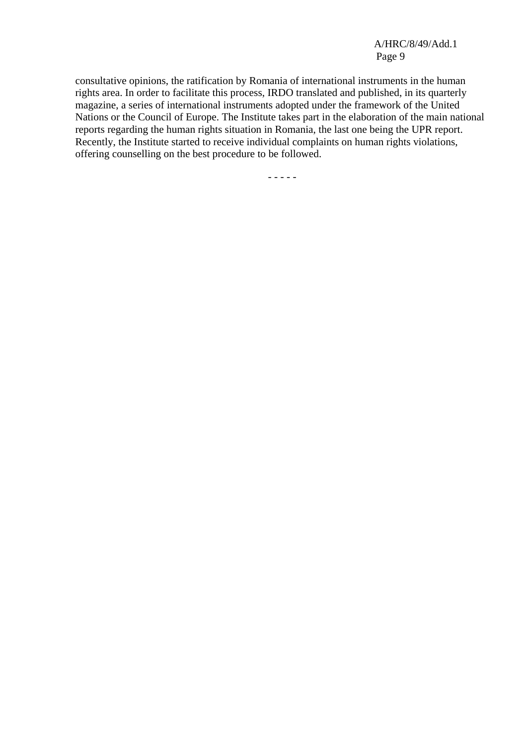consultative opinions, the ratification by Romania of international instruments in the human rights area. In order to facilitate this process, IRDO translated and published, in its quarterly magazine, a series of international instruments adopted under the framework of the United Nations or the Council of Europe. The Institute takes part in the elaboration of the main national reports regarding the human rights situation in Romania, the last one being the UPR report. Recently, the Institute started to receive individual complaints on human rights violations, offering counselling on the best procedure to be followed.

- - - - -